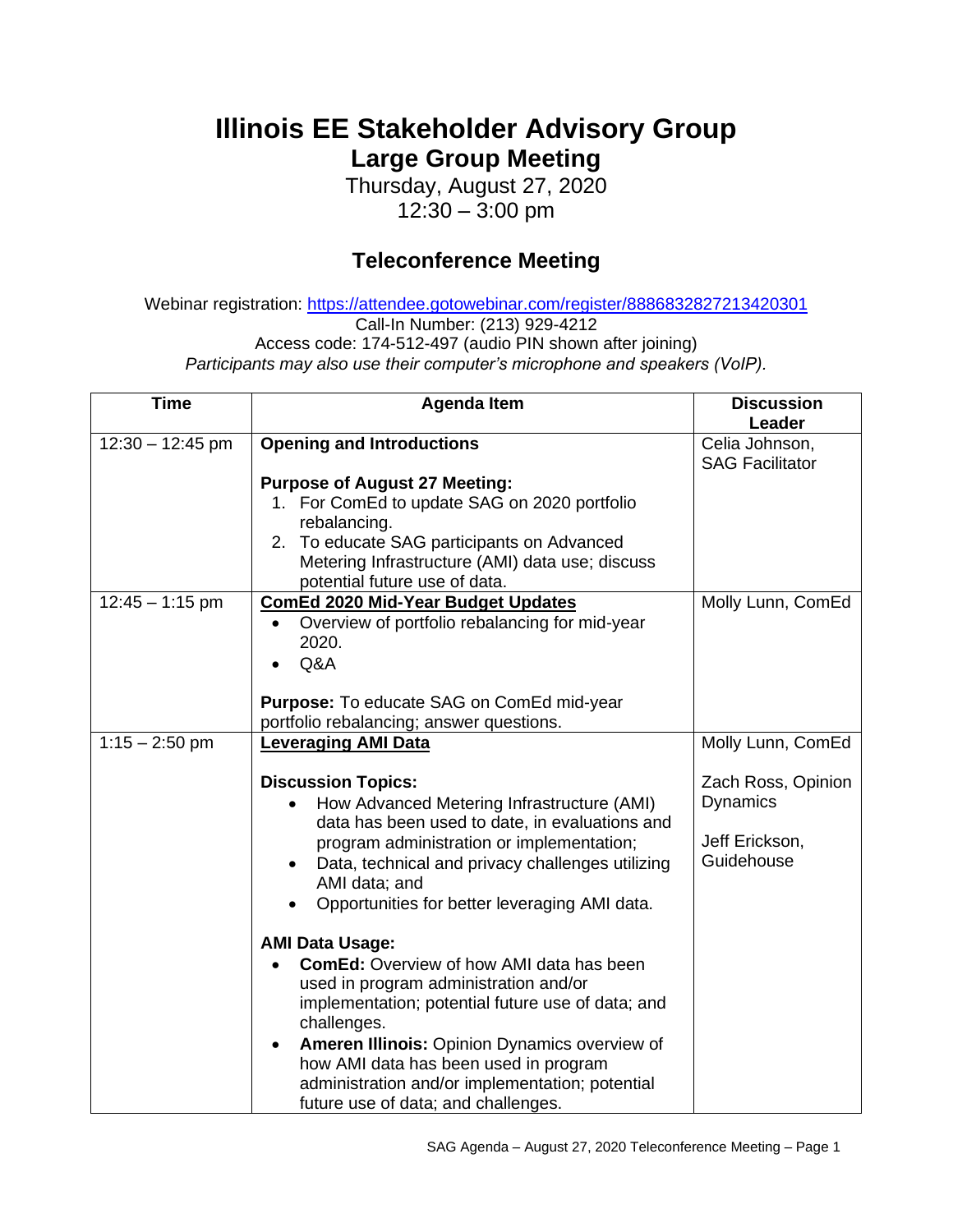# Illinois EE Stakeholder Advisory Group

## Large Group Meeting

Thursday, August 27, 2020
12:30 – 3:00 pm

### Teleconference Meeting

Webinar registration: https://attendee.gotowebinar.com/register/8886832827213420301
Call-In Number: (213) 929-4212
Access code: 174-512-497 (audio PIN shown after joining)
*Participants may also use their computer's microphone and speakers (VoIP).*

| Time | Agenda Item | Discussion Leader |
| --- | --- | --- |
| 12:30 – 12:45 pm | **Opening and Introductions**<br><br>**Purpose of August 27 Meeting:**<br>1. For ComEd to update SAG on 2020 portfolio rebalancing.<br>2. To educate SAG participants on Advanced Metering Infrastructure (AMI) data use; discuss potential future use of data. | Celia Johnson, SAG Facilitator |
| 12:45 – 1:15 pm | **ComEd 2020 Mid-Year Budget Updates**<br>• Overview of portfolio rebalancing for mid-year 2020.<br>• Q&A<br><br>**Purpose:** To educate SAG on ComEd mid-year portfolio rebalancing; answer questions. | Molly Lunn, ComEd |
| 1:15 – 2:50 pm | **Leveraging AMI Data**<br><br>**Discussion Topics:**<br>• How Advanced Metering Infrastructure (AMI) data has been used to date, in evaluations and program administration or implementation;<br>• Data, technical and privacy challenges utilizing AMI data; and<br>• Opportunities for better leveraging AMI data.<br><br>**AMI Data Usage:**<br>• **ComEd:** Overview of how AMI data has been used in program administration and/or implementation; potential future use of data; and challenges.<br>• **Ameren Illinois:** Opinion Dynamics overview of how AMI data has been used in program administration and/or implementation; potential future use of data; and challenges. | Molly Lunn, ComEd<br><br>Zach Ross, Opinion Dynamics<br><br>Jeff Erickson, Guidehouse |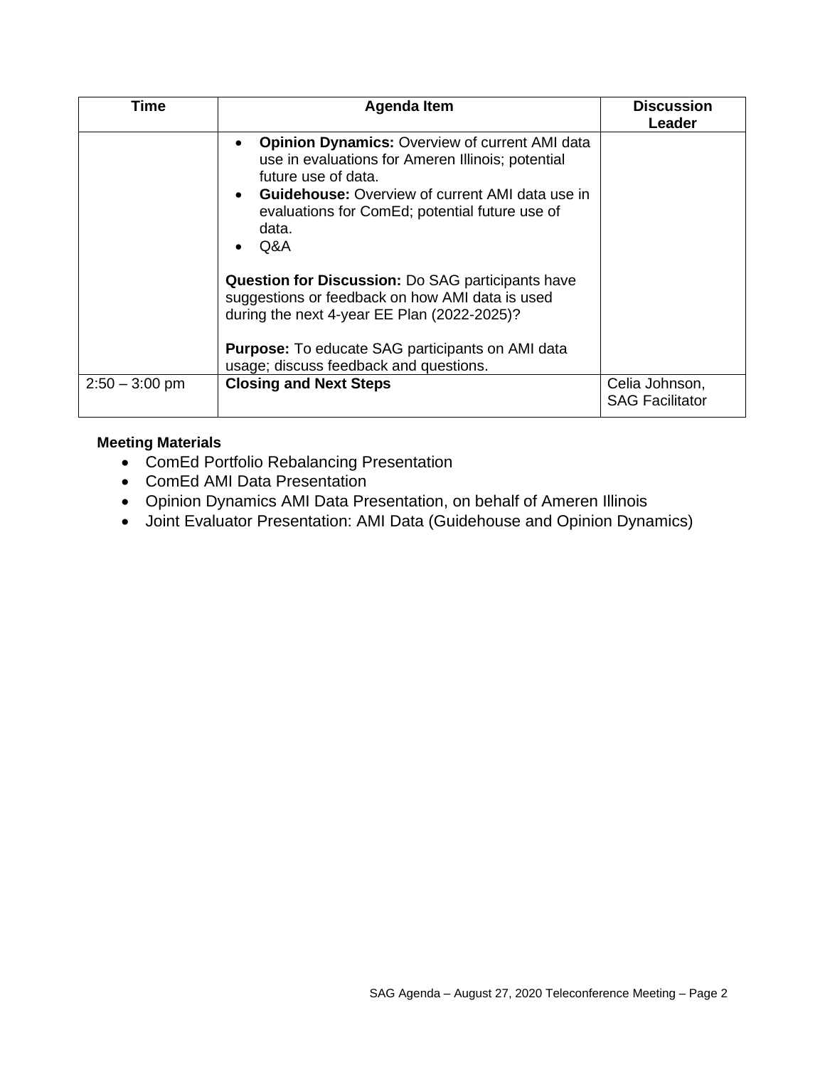| Time | Agenda Item | Discussion Leader |
|---|---|---|
| | • **Opinion Dynamics:** Overview of current AMI data use in evaluations for Ameren Illinois; potential future use of data.<br>• **Guidehouse:** Overview of current AMI data use in evaluations for ComEd; potential future use of data.<br>• Q&A<br><br>**Question for Discussion:** Do SAG participants have suggestions or feedback on how AMI data is used during the next 4-year EE Plan (2022-2025)?<br><br>**Purpose:** To educate SAG participants on AMI data usage; discuss feedback and questions. | |
| 2:50 – 3:00 pm | **Closing and Next Steps** | Celia Johnson, SAG Facilitator |

**Meeting Materials**

- ComEd Portfolio Rebalancing Presentation
- ComEd AMI Data Presentation
- Opinion Dynamics AMI Data Presentation, on behalf of Ameren Illinois
- Joint Evaluator Presentation: AMI Data (Guidehouse and Opinion Dynamics)